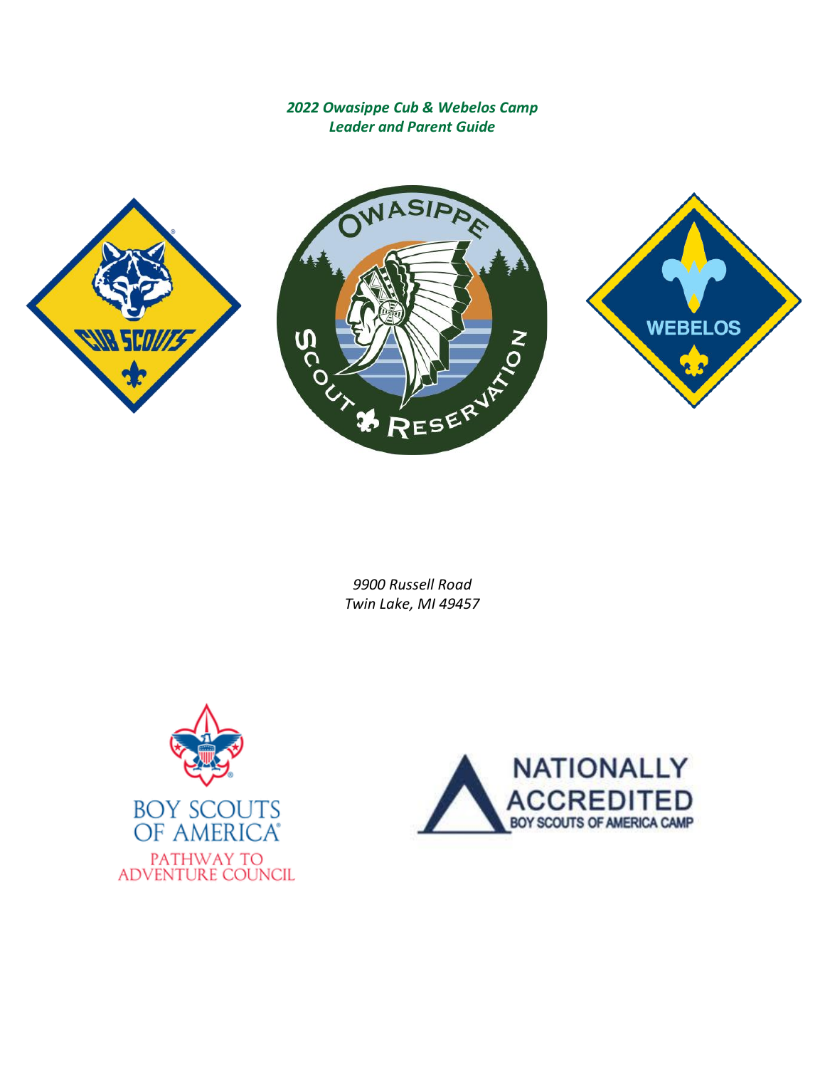*2022 Owasippe Cub & Webelos Camp*
*Leader and Parent Guide*

*9900 Russell Road*
*Twin Lake, MI 49457*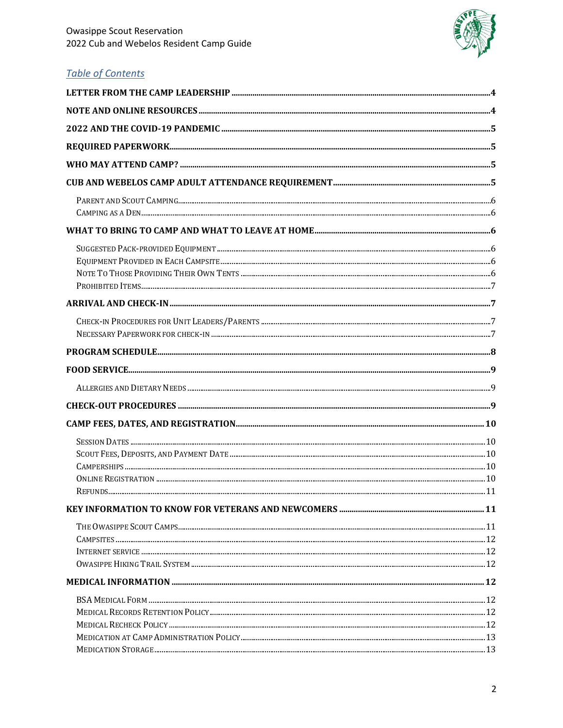## Table of Contents

**LETTER FROM THE CAMP LEADERSHIP** .......... 4

**NOTE AND ONLINE RESOURCES** .......... 4

**2022 AND THE COVID-19 PANDEMIC** .......... 5

**REQUIRED PAPERWORK** .......... 5

**WHO MAY ATTEND CAMP?** .......... 5

**CUB AND WEBELOS CAMP ADULT ATTENDANCE REQUIREMENT** .......... 5

- Parent and Scout Camping .......... 6
- Camping as a Den .......... 6

**WHAT TO BRING TO CAMP AND WHAT TO LEAVE AT HOME** .......... 6

- Suggested Pack-provided Equipment .......... 6
- Equipment Provided in Each Campsite .......... 6
- Note To Those Providing Their Own Tents .......... 6
- Prohibited Items .......... 7

**ARRIVAL AND CHECK-IN** .......... 7

- Check-in Procedures for Unit Leaders/Parents .......... 7
- Necessary Paperwork for check-in .......... 7

**PROGRAM SCHEDULE** .......... 8

**FOOD SERVICE** .......... 9

- Allergies and Dietary Needs .......... 9

**CHECK-OUT PROCEDURES** .......... 9

**CAMP FEES, DATES, AND REGISTRATION** .......... 10

- Session Dates .......... 10
- Scout Fees, Deposits, and Payment Date .......... 10
- Camperships .......... 10
- Online Registration .......... 10
- Refunds .......... 11

**KEY INFORMATION TO KNOW FOR VETERANS AND NEWCOMERS** .......... 11

- The Owasippe Scout Camps .......... 11
- Campsites .......... 12
- Internet service .......... 12
- Owasippe Hiking Trail System .......... 12

**MEDICAL INFORMATION** .......... 12

- BSA Medical Form .......... 12
- Medical Records Retention Policy .......... 12
- Medical Recheck Policy .......... 12
- Medication at Camp Administration Policy .......... 13
- Medication Storage .......... 13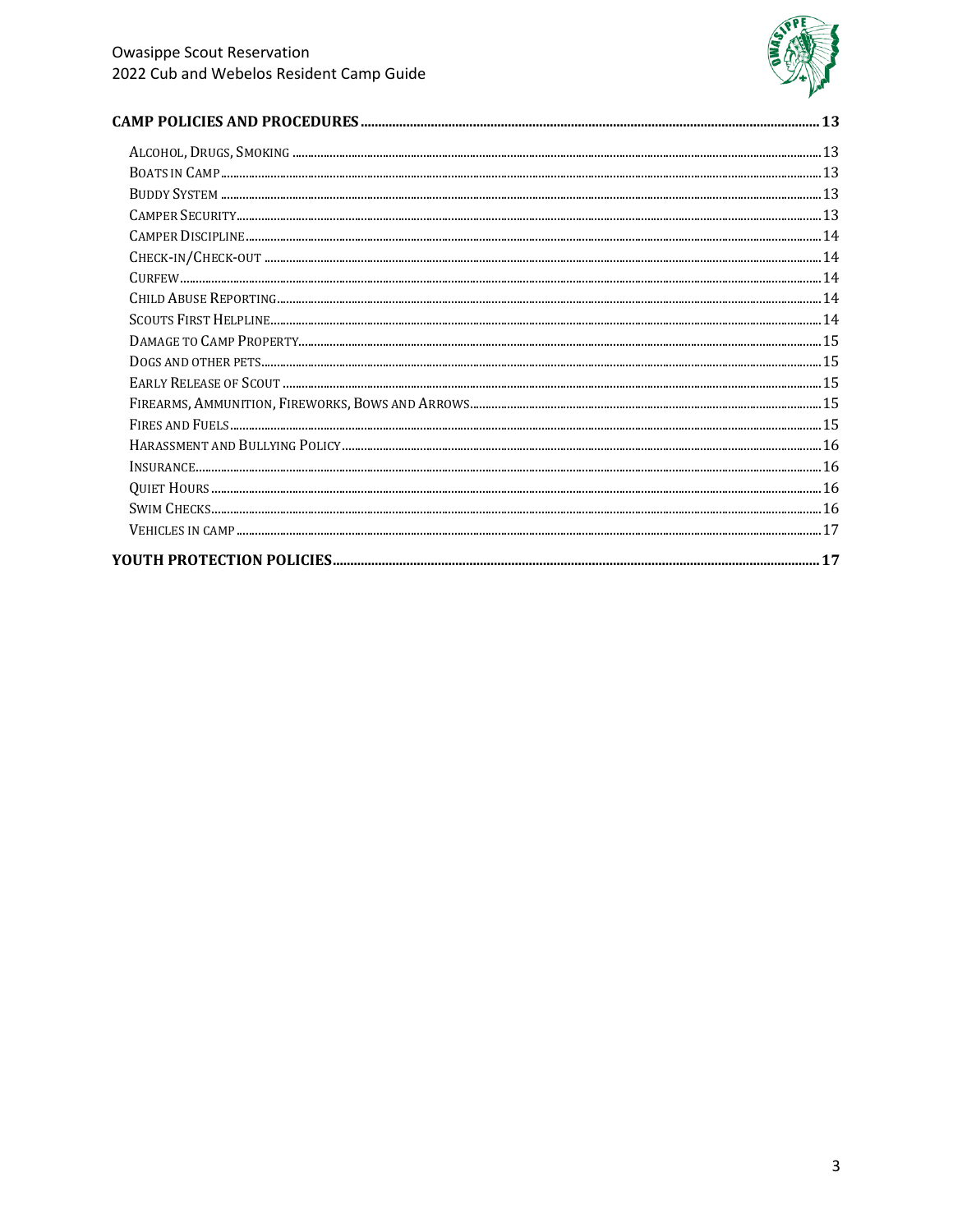| | |
|---|---|
| **CAMP POLICIES AND PROCEDURES** | **13** |
| Alcohol, Drugs, Smoking | 13 |
| Boats in Camp | 13 |
| Buddy System | 13 |
| Camper Security | 13 |
| Camper Discipline | 14 |
| Check-in/Check-out | 14 |
| Curfew | 14 |
| Child Abuse Reporting | 14 |
| Scouts First Helpline | 14 |
| Damage to Camp Property | 15 |
| Dogs and other pets | 15 |
| Early Release of Scout | 15 |
| Firearms, Ammunition, Fireworks, Bows and Arrows | 15 |
| Fires and Fuels | 15 |
| Harassment and Bullying Policy | 16 |
| Insurance | 16 |
| Quiet Hours | 16 |
| Swim Checks | 16 |
| Vehicles in camp | 17 |
| **YOUTH PROTECTION POLICIES** | **17** |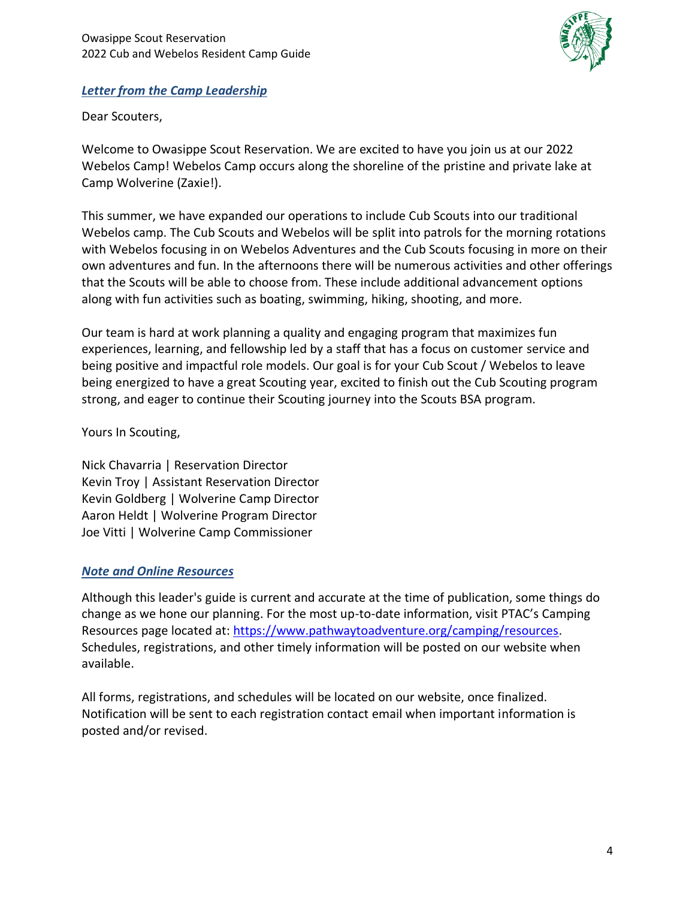## *Letter from the Camp Leadership*

Dear Scouters,

Welcome to Owasippe Scout Reservation. We are excited to have you join us at our 2022 Webelos Camp! Webelos Camp occurs along the shoreline of the pristine and private lake at Camp Wolverine (Zaxie!).

This summer, we have expanded our operations to include Cub Scouts into our traditional Webelos camp. The Cub Scouts and Webelos will be split into patrols for the morning rotations with Webelos focusing in on Webelos Adventures and the Cub Scouts focusing in more on their own adventures and fun. In the afternoons there will be numerous activities and other offerings that the Scouts will be able to choose from. These include additional advancement options along with fun activities such as boating, swimming, hiking, shooting, and more.

Our team is hard at work planning a quality and engaging program that maximizes fun experiences, learning, and fellowship led by a staff that has a focus on customer service and being positive and impactful role models. Our goal is for your Cub Scout / Webelos to leave being energized to have a great Scouting year, excited to finish out the Cub Scouting program strong, and eager to continue their Scouting journey into the Scouts BSA program.

Yours In Scouting,

Nick Chavarria | Reservation Director
Kevin Troy | Assistant Reservation Director
Kevin Goldberg | Wolverine Camp Director
Aaron Heldt | Wolverine Program Director
Joe Vitti | Wolverine Camp Commissioner

## *Note and Online Resources*

Although this leader's guide is current and accurate at the time of publication, some things do change as we hone our planning. For the most up-to-date information, visit PTAC's Camping Resources page located at: https://www.pathwaytoadventure.org/camping/resources. Schedules, registrations, and other timely information will be posted on our website when available.

All forms, registrations, and schedules will be located on our website, once finalized. Notification will be sent to each registration contact email when important information is posted and/or revised.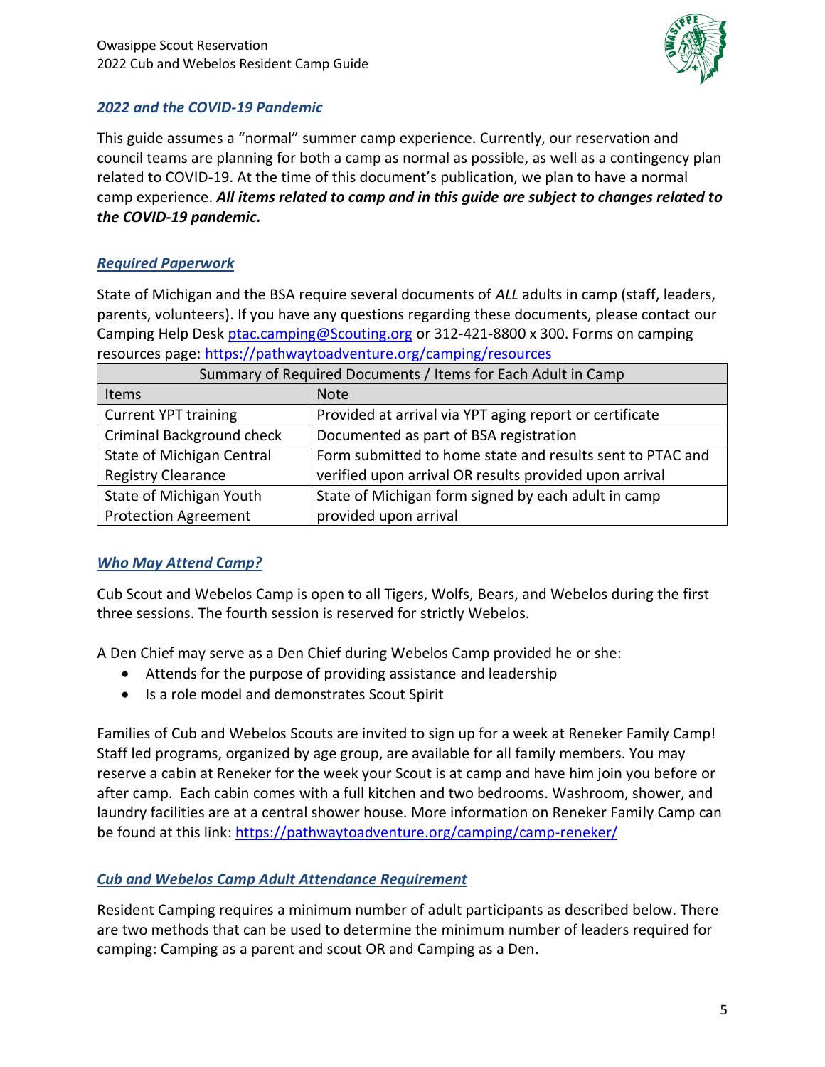## *2022 and the COVID-19 Pandemic*

This guide assumes a "normal" summer camp experience. Currently, our reservation and council teams are planning for both a camp as normal as possible, as well as a contingency plan related to COVID-19. At the time of this document's publication, we plan to have a normal camp experience. ***All items related to camp and in this guide are subject to changes related to the COVID-19 pandemic.***

## *Required Paperwork*

State of Michigan and the BSA require several documents of *ALL* adults in camp (staff, leaders, parents, volunteers). If you have any questions regarding these documents, please contact our Camping Help Desk ptac.camping@Scouting.org or 312-421-8800 x 300. Forms on camping resources page: https://pathwaytoadventure.org/camping/resources

| Summary of Required Documents / Items for Each Adult in Camp | |
|---|---|
| Items | Note |
| Current YPT training | Provided at arrival via YPT aging report or certificate |
| Criminal Background check | Documented as part of BSA registration |
| State of Michigan Central Registry Clearance | Form submitted to home state and results sent to PTAC and verified upon arrival OR results provided upon arrival |
| State of Michigan Youth Protection Agreement | State of Michigan form signed by each adult in camp provided upon arrival |

## *Who May Attend Camp?*

Cub Scout and Webelos Camp is open to all Tigers, Wolfs, Bears, and Webelos during the first three sessions. The fourth session is reserved for strictly Webelos.

A Den Chief may serve as a Den Chief during Webelos Camp provided he or she:

- Attends for the purpose of providing assistance and leadership
- Is a role model and demonstrates Scout Spirit

Families of Cub and Webelos Scouts are invited to sign up for a week at Reneker Family Camp! Staff led programs, organized by age group, are available for all family members. You may reserve a cabin at Reneker for the week your Scout is at camp and have him join you before or after camp. Each cabin comes with a full kitchen and two bedrooms. Washroom, shower, and laundry facilities are at a central shower house. More information on Reneker Family Camp can be found at this link: https://pathwaytoadventure.org/camping/camp-reneker/

## *Cub and Webelos Camp Adult Attendance Requirement*

Resident Camping requires a minimum number of adult participants as described below. There are two methods that can be used to determine the minimum number of leaders required for camping: Camping as a parent and scout OR and Camping as a Den.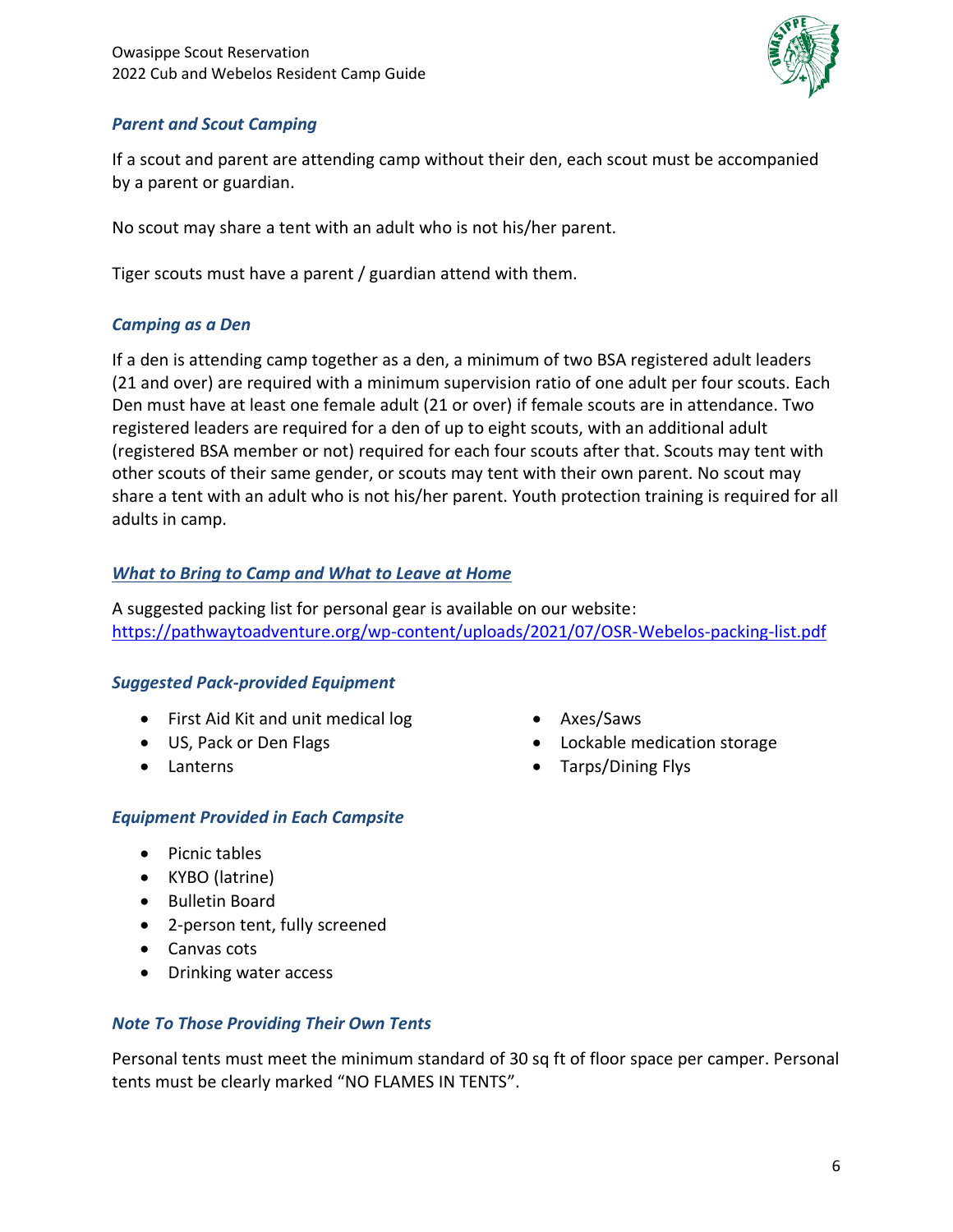### *Parent and Scout Camping*

If a scout and parent are attending camp without their den, each scout must be accompanied by a parent or guardian.

No scout may share a tent with an adult who is not his/her parent.

Tiger scouts must have a parent / guardian attend with them.

### *Camping as a Den*

If a den is attending camp together as a den, a minimum of two BSA registered adult leaders (21 and over) are required with a minimum supervision ratio of one adult per four scouts. Each Den must have at least one female adult (21 or over) if female scouts are in attendance. Two registered leaders are required for a den of up to eight scouts, with an additional adult (registered BSA member or not) required for each four scouts after that. Scouts may tent with other scouts of their same gender, or scouts may tent with their own parent. No scout may share a tent with an adult who is not his/her parent. Youth protection training is required for all adults in camp.

### *What to Bring to Camp and What to Leave at Home*

A suggested packing list for personal gear is available on our website:
https://pathwaytoadventure.org/wp-content/uploads/2021/07/OSR-Webelos-packing-list.pdf

### *Suggested Pack-provided Equipment*

- First Aid Kit and unit medical log
- US, Pack or Den Flags
- Lanterns
- Axes/Saws
- Lockable medication storage
- Tarps/Dining Flys

### *Equipment Provided in Each Campsite*

- Picnic tables
- KYBO (latrine)
- Bulletin Board
- 2-person tent, fully screened
- Canvas cots
- Drinking water access

### *Note To Those Providing Their Own Tents*

Personal tents must meet the minimum standard of 30 sq ft of floor space per camper. Personal tents must be clearly marked "NO FLAMES IN TENTS".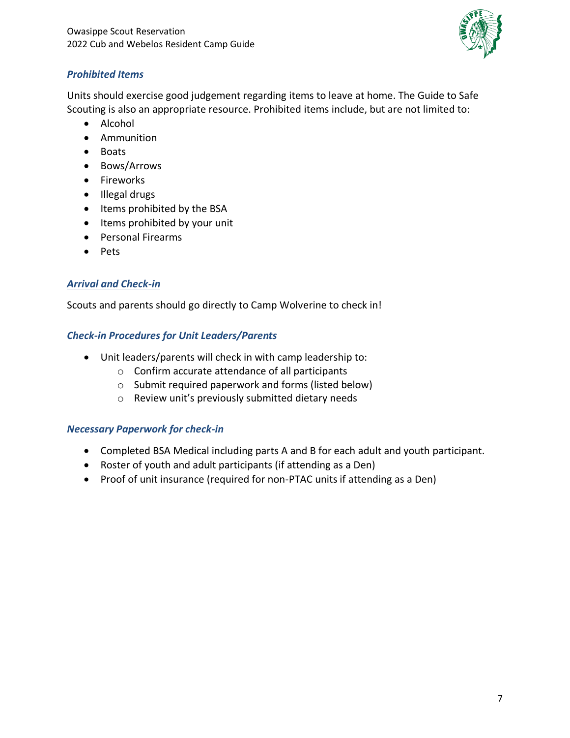### *Prohibited Items*

Units should exercise good judgement regarding items to leave at home. The Guide to Safe Scouting is also an appropriate resource. Prohibited items include, but are not limited to:

- Alcohol
- Ammunition
- Boats
- Bows/Arrows
- Fireworks
- Illegal drugs
- Items prohibited by the BSA
- Items prohibited by your unit
- Personal Firearms
- Pets

### *Arrival and Check-in*

Scouts and parents should go directly to Camp Wolverine to check in!

### *Check-in Procedures for Unit Leaders/Parents*

- Unit leaders/parents will check in with camp leadership to:
  - Confirm accurate attendance of all participants
  - Submit required paperwork and forms (listed below)
  - Review unit's previously submitted dietary needs

### *Necessary Paperwork for check-in*

- Completed BSA Medical including parts A and B for each adult and youth participant.
- Roster of youth and adult participants (if attending as a Den)
- Proof of unit insurance (required for non-PTAC units if attending as a Den)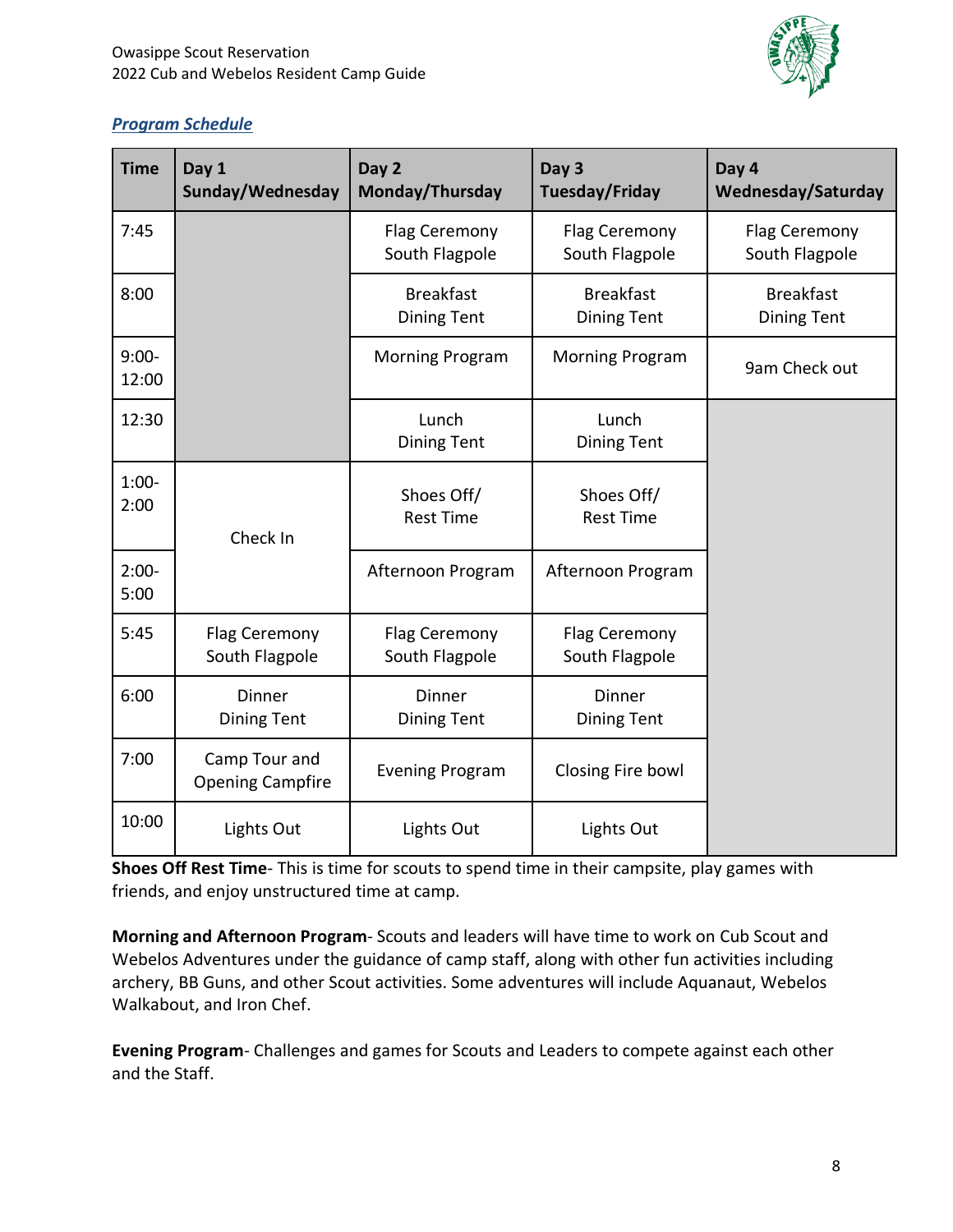### *Program Schedule*

| Time | Day 1 Sunday/Wednesday | Day 2 Monday/Thursday | Day 3 Tuesday/Friday | Day 4 Wednesday/Saturday |
|---|---|---|---|---|
| 7:45 | | Flag Ceremony South Flagpole | Flag Ceremony South Flagpole | Flag Ceremony South Flagpole |
| 8:00 | | Breakfast Dining Tent | Breakfast Dining Tent | Breakfast Dining Tent |
| 9:00-12:00 | | Morning Program | Morning Program | 9am Check out |
| 12:30 | | Lunch Dining Tent | Lunch Dining Tent | |
| 1:00-2:00 | Check In | Shoes Off/ Rest Time | Shoes Off/ Rest Time | |
| 2:00-5:00 | | Afternoon Program | Afternoon Program | |
| 5:45 | Flag Ceremony South Flagpole | Flag Ceremony South Flagpole | Flag Ceremony South Flagpole | |
| 6:00 | Dinner Dining Tent | Dinner Dining Tent | Dinner Dining Tent | |
| 7:00 | Camp Tour and Opening Campfire | Evening Program | Closing Fire bowl | |
| 10:00 | Lights Out | Lights Out | Lights Out | |

**Shoes Off Rest Time**- This is time for scouts to spend time in their campsite, play games with friends, and enjoy unstructured time at camp.

**Morning and Afternoon Program**- Scouts and leaders will have time to work on Cub Scout and Webelos Adventures under the guidance of camp staff, along with other fun activities including archery, BB Guns, and other Scout activities. Some adventures will include Aquanaut, Webelos Walkabout, and Iron Chef.

**Evening Program**- Challenges and games for Scouts and Leaders to compete against each other and the Staff.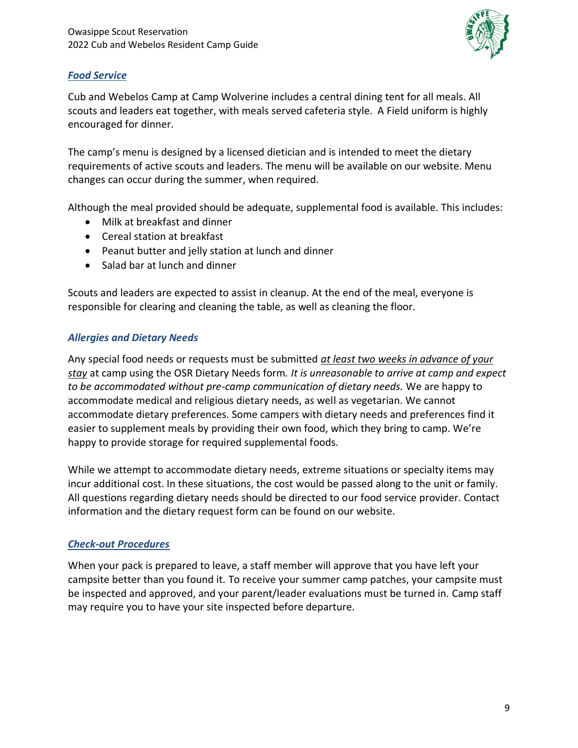## ***Food Service***

Cub and Webelos Camp at Camp Wolverine includes a central dining tent for all meals. All scouts and leaders eat together, with meals served cafeteria style. A Field uniform is highly encouraged for dinner.

The camp's menu is designed by a licensed dietician and is intended to meet the dietary requirements of active scouts and leaders. The menu will be available on our website. Menu changes can occur during the summer, when required.

Although the meal provided should be adequate, supplemental food is available. This includes:

- Milk at breakfast and dinner
- Cereal station at breakfast
- Peanut butter and jelly station at lunch and dinner
- Salad bar at lunch and dinner

Scouts and leaders are expected to assist in cleanup. At the end of the meal, everyone is responsible for clearing and cleaning the table, as well as cleaning the floor.

### ***Allergies and Dietary Needs***

Any special food needs or requests must be submitted *at least two weeks in advance of your stay* at camp using the OSR Dietary Needs form. *It is unreasonable to arrive at camp and expect to be accommodated without pre-camp communication of dietary needs.* We are happy to accommodate medical and religious dietary needs, as well as vegetarian. We cannot accommodate dietary preferences. Some campers with dietary needs and preferences find it easier to supplement meals by providing their own food, which they bring to camp. We're happy to provide storage for required supplemental foods.

While we attempt to accommodate dietary needs, extreme situations or specialty items may incur additional cost. In these situations, the cost would be passed along to the unit or family. All questions regarding dietary needs should be directed to our food service provider. Contact information and the dietary request form can be found on our website.

## ***Check-out Procedures***

When your pack is prepared to leave, a staff member will approve that you have left your campsite better than you found it. To receive your summer camp patches, your campsite must be inspected and approved, and your parent/leader evaluations must be turned in. Camp staff may require you to have your site inspected before departure.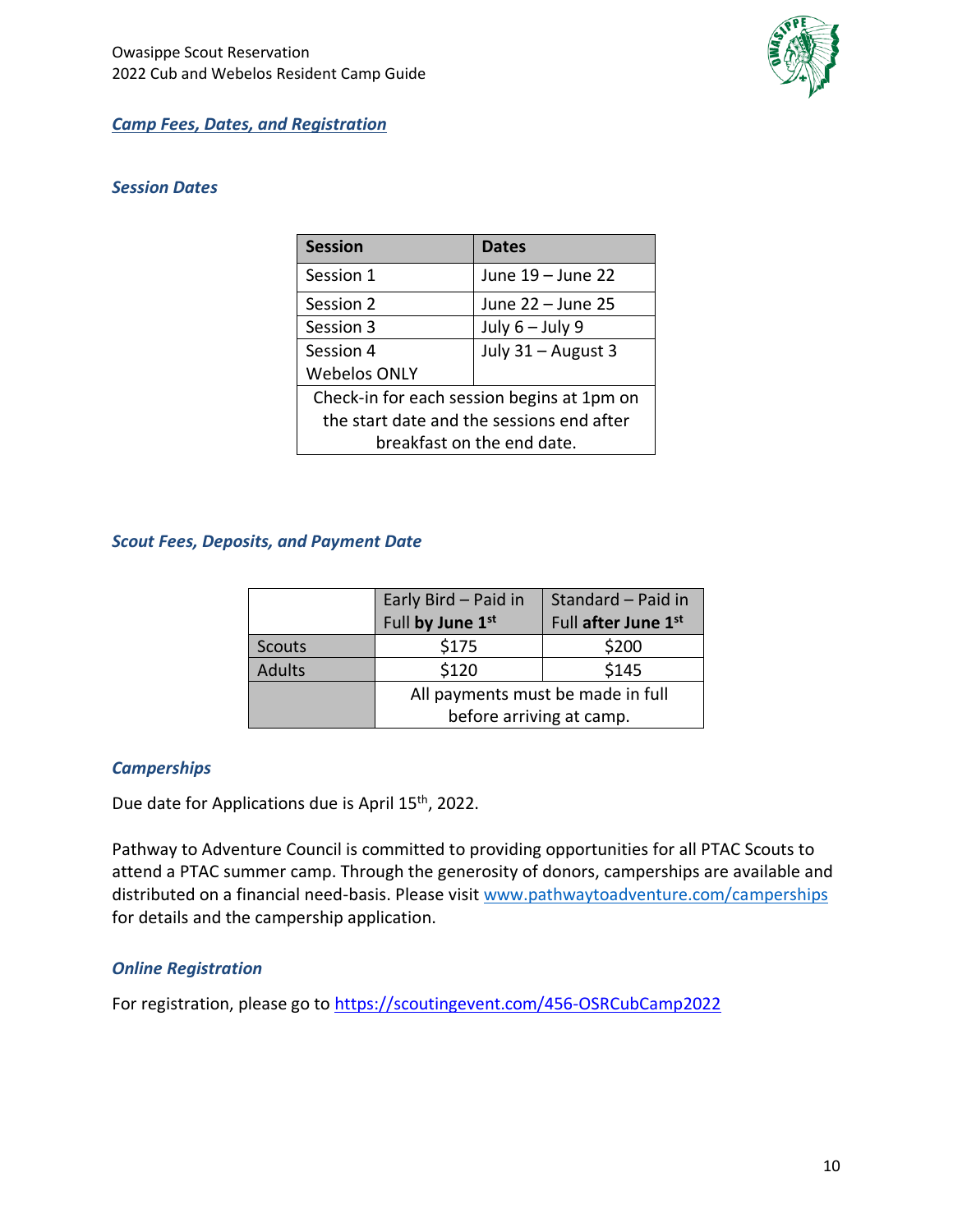## Camp Fees, Dates, and Registration

### Session Dates

| Session | Dates |
| --- | --- |
| Session 1 | June 19 – June 22 |
| Session 2 | June 22 – June 25 |
| Session 3 | July 6 – July 9 |
| Session 4 Webelos ONLY | July 31 – August 3 |
| Check-in for each session begins at 1pm on the start date and the sessions end after breakfast on the end date. | |

### Scout Fees, Deposits, and Payment Date

| | Early Bird – Paid in Full **by June 1st** | Standard – Paid in Full **after June 1st** |
| --- | --- | --- |
| Scouts | $175 | $200 |
| Adults | $120 | $145 |
| | All payments must be made in full before arriving at camp. | |

### Camperships

Due date for Applications due is April 15th, 2022.

Pathway to Adventure Council is committed to providing opportunities for all PTAC Scouts to attend a PTAC summer camp. Through the generosity of donors, camperships are available and distributed on a financial need-basis. Please visit www.pathwaytoadventure.com/camperships for details and the campership application.

### Online Registration

For registration, please go to https://scoutingevent.com/456-OSRCubCamp2022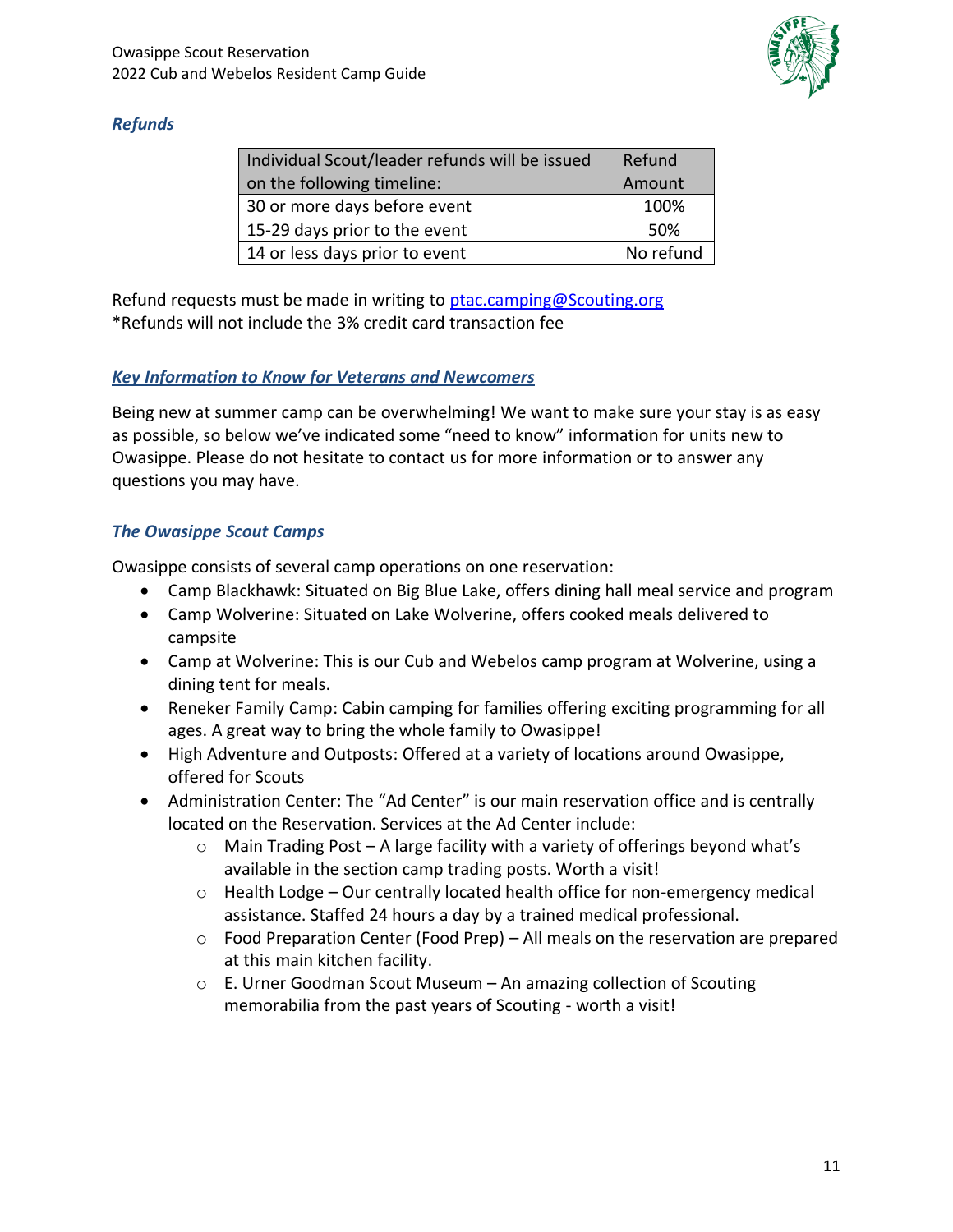### *Refunds*

| Individual Scout/leader refunds will be issued on the following timeline: | Refund Amount |
|---|---|
| 30 or more days before event | 100% |
| 15-29 days prior to the event | 50% |
| 14 or less days prior to event | No refund |

Refund requests must be made in writing to ptac.camping@Scouting.org
*Refunds will not include the 3% credit card transaction fee

### *Key Information to Know for Veterans and Newcomers*

Being new at summer camp can be overwhelming! We want to make sure your stay is as easy as possible, so below we've indicated some "need to know" information for units new to Owasippe. Please do not hesitate to contact us for more information or to answer any questions you may have.

### *The Owasippe Scout Camps*

Owasippe consists of several camp operations on one reservation:

- Camp Blackhawk: Situated on Big Blue Lake, offers dining hall meal service and program
- Camp Wolverine: Situated on Lake Wolverine, offers cooked meals delivered to campsite
- Camp at Wolverine: This is our Cub and Webelos camp program at Wolverine, using a dining tent for meals.
- Reneker Family Camp: Cabin camping for families offering exciting programming for all ages. A great way to bring the whole family to Owasippe!
- High Adventure and Outposts: Offered at a variety of locations around Owasippe, offered for Scouts
- Administration Center: The "Ad Center" is our main reservation office and is centrally located on the Reservation. Services at the Ad Center include:
  - Main Trading Post – A large facility with a variety of offerings beyond what's available in the section camp trading posts. Worth a visit!
  - Health Lodge – Our centrally located health office for non-emergency medical assistance. Staffed 24 hours a day by a trained medical professional.
  - Food Preparation Center (Food Prep) – All meals on the reservation are prepared at this main kitchen facility.
  - E. Urner Goodman Scout Museum – An amazing collection of Scouting memorabilia from the past years of Scouting - worth a visit!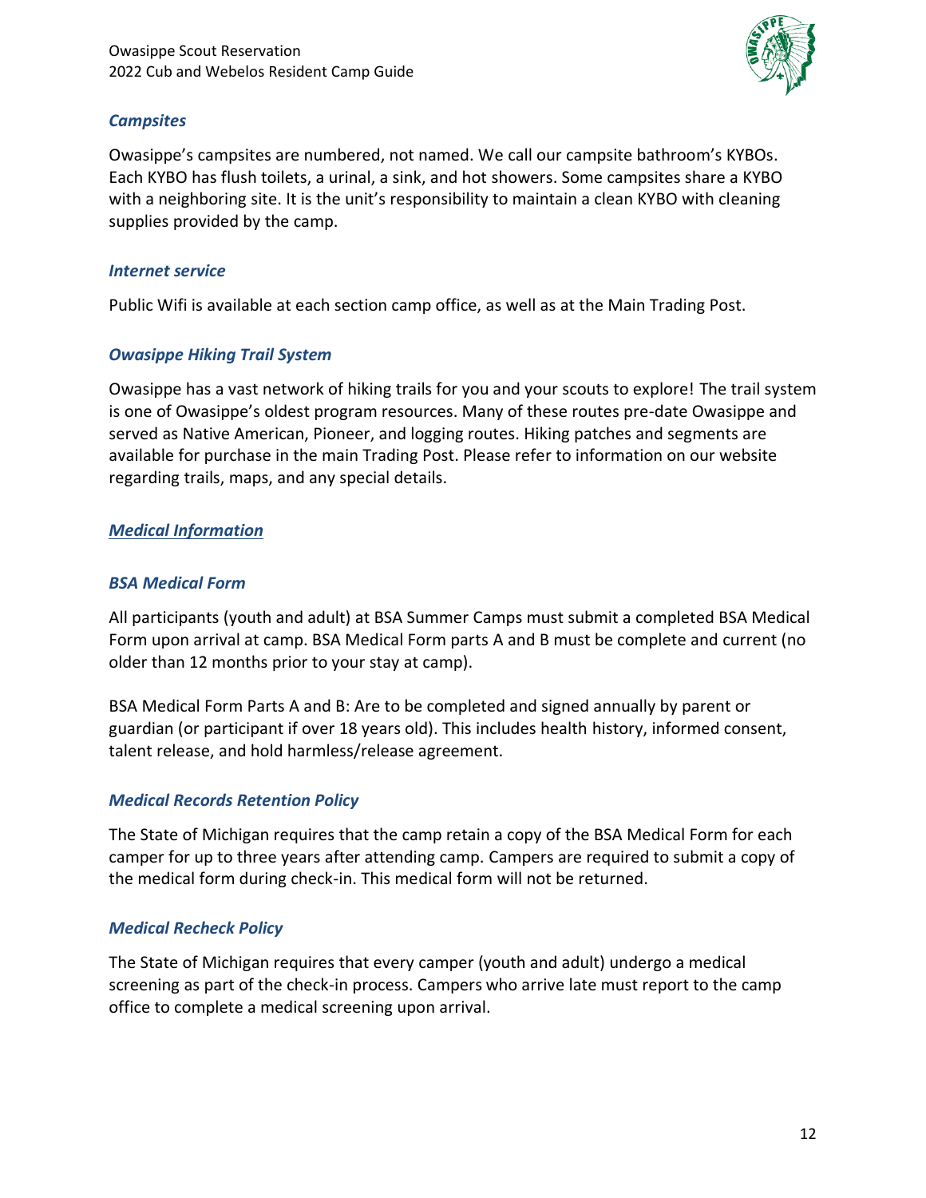### *Campsites*

Owasippe's campsites are numbered, not named. We call our campsite bathroom's KYBOs. Each KYBO has flush toilets, a urinal, a sink, and hot showers. Some campsites share a KYBO with a neighboring site. It is the unit's responsibility to maintain a clean KYBO with cleaning supplies provided by the camp.

### *Internet service*

Public Wifi is available at each section camp office, as well as at the Main Trading Post.

### *Owasippe Hiking Trail System*

Owasippe has a vast network of hiking trails for you and your scouts to explore! The trail system is one of Owasippe's oldest program resources. Many of these routes pre-date Owasippe and served as Native American, Pioneer, and logging routes. Hiking patches and segments are available for purchase in the main Trading Post. Please refer to information on our website regarding trails, maps, and any special details.

## *Medical Information*

### *BSA Medical Form*

All participants (youth and adult) at BSA Summer Camps must submit a completed BSA Medical Form upon arrival at camp. BSA Medical Form parts A and B must be complete and current (no older than 12 months prior to your stay at camp).

BSA Medical Form Parts A and B: Are to be completed and signed annually by parent or guardian (or participant if over 18 years old). This includes health history, informed consent, talent release, and hold harmless/release agreement.

### *Medical Records Retention Policy*

The State of Michigan requires that the camp retain a copy of the BSA Medical Form for each camper for up to three years after attending camp. Campers are required to submit a copy of the medical form during check-in. This medical form will not be returned.

### *Medical Recheck Policy*

The State of Michigan requires that every camper (youth and adult) undergo a medical screening as part of the check-in process. Campers who arrive late must report to the camp office to complete a medical screening upon arrival.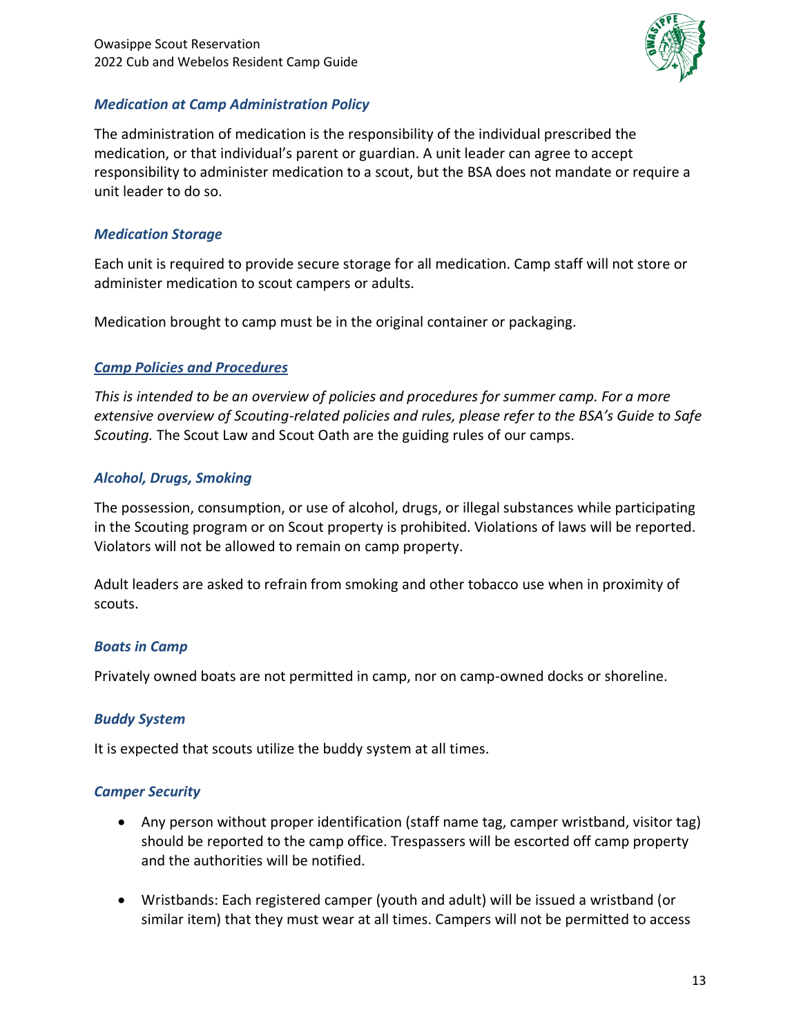### *Medication at Camp Administration Policy*

The administration of medication is the responsibility of the individual prescribed the medication, or that individual's parent or guardian. A unit leader can agree to accept responsibility to administer medication to a scout, but the BSA does not mandate or require a unit leader to do so.

### *Medication Storage*

Each unit is required to provide secure storage for all medication. Camp staff will not store or administer medication to scout campers or adults.

Medication brought to camp must be in the original container or packaging.

## ***Camp Policies and Procedures***

*This is intended to be an overview of policies and procedures for summer camp. For a more extensive overview of Scouting-related policies and rules, please refer to the BSA's Guide to Safe Scouting.* The Scout Law and Scout Oath are the guiding rules of our camps.

### *Alcohol, Drugs, Smoking*

The possession, consumption, or use of alcohol, drugs, or illegal substances while participating in the Scouting program or on Scout property is prohibited. Violations of laws will be reported. Violators will not be allowed to remain on camp property.

Adult leaders are asked to refrain from smoking and other tobacco use when in proximity of scouts.

### *Boats in Camp*

Privately owned boats are not permitted in camp, nor on camp-owned docks or shoreline.

### *Buddy System*

It is expected that scouts utilize the buddy system at all times.

### *Camper Security*

- Any person without proper identification (staff name tag, camper wristband, visitor tag) should be reported to the camp office. Trespassers will be escorted off camp property and the authorities will be notified.

- Wristbands: Each registered camper (youth and adult) will be issued a wristband (or similar item) that they must wear at all times. Campers will not be permitted to access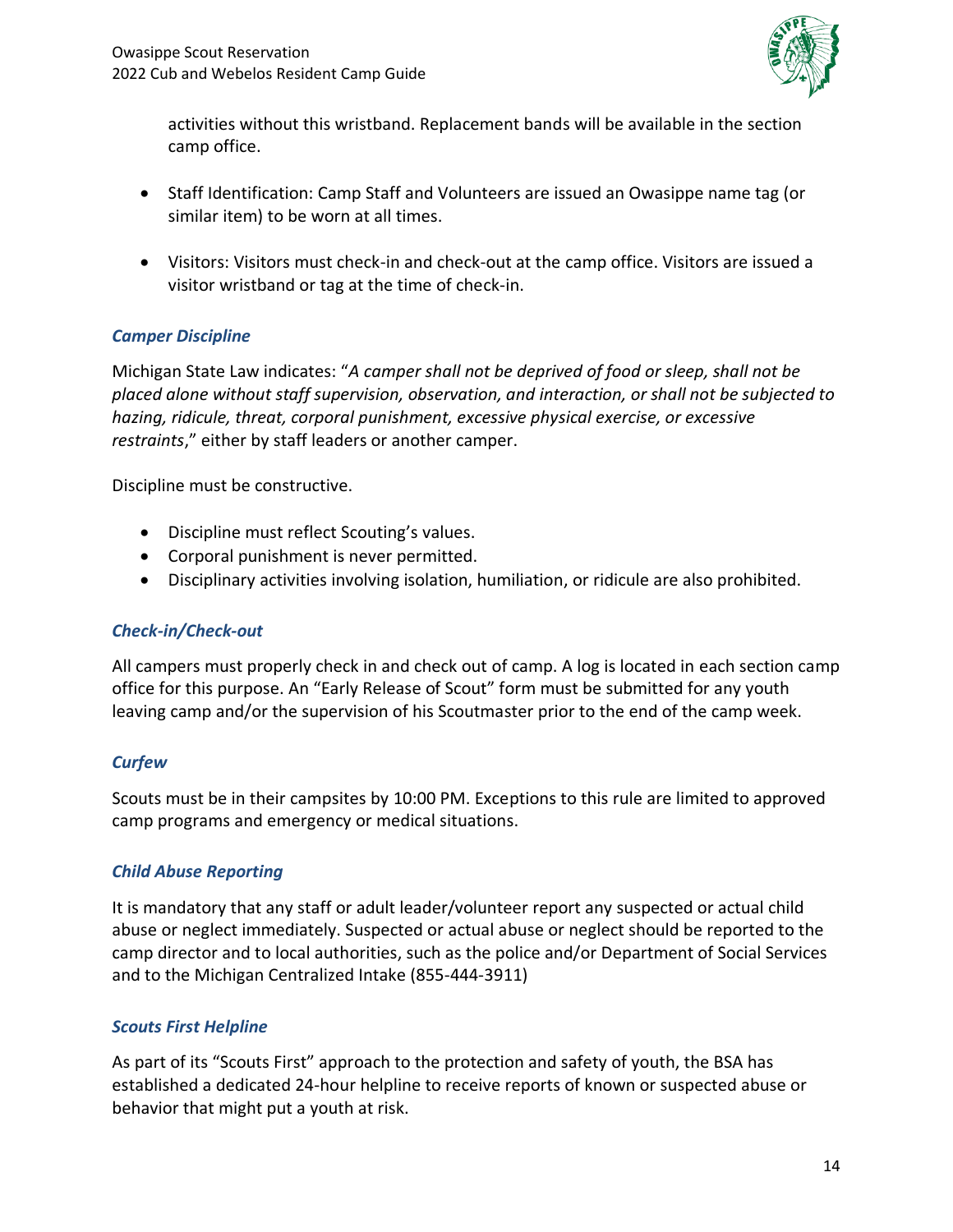activities without this wristband. Replacement bands will be available in the section camp office.

- Staff Identification: Camp Staff and Volunteers are issued an Owasippe name tag (or similar item) to be worn at all times.

- Visitors: Visitors must check-in and check-out at the camp office. Visitors are issued a visitor wristband or tag at the time of check-in.

### *Camper Discipline*

Michigan State Law indicates: "*A camper shall not be deprived of food or sleep, shall not be placed alone without staff supervision, observation, and interaction, or shall not be subjected to hazing, ridicule, threat, corporal punishment, excessive physical exercise, or excessive restraints*," either by staff leaders or another camper.

Discipline must be constructive.

- Discipline must reflect Scouting's values.
- Corporal punishment is never permitted.
- Disciplinary activities involving isolation, humiliation, or ridicule are also prohibited.

### *Check-in/Check-out*

All campers must properly check in and check out of camp. A log is located in each section camp office for this purpose. An "Early Release of Scout" form must be submitted for any youth leaving camp and/or the supervision of his Scoutmaster prior to the end of the camp week.

### *Curfew*

Scouts must be in their campsites by 10:00 PM. Exceptions to this rule are limited to approved camp programs and emergency or medical situations.

### *Child Abuse Reporting*

It is mandatory that any staff or adult leader/volunteer report any suspected or actual child abuse or neglect immediately. Suspected or actual abuse or neglect should be reported to the camp director and to local authorities, such as the police and/or Department of Social Services and to the Michigan Centralized Intake (855-444-3911)

### *Scouts First Helpline*

As part of its "Scouts First" approach to the protection and safety of youth, the BSA has established a dedicated 24-hour helpline to receive reports of known or suspected abuse or behavior that might put a youth at risk.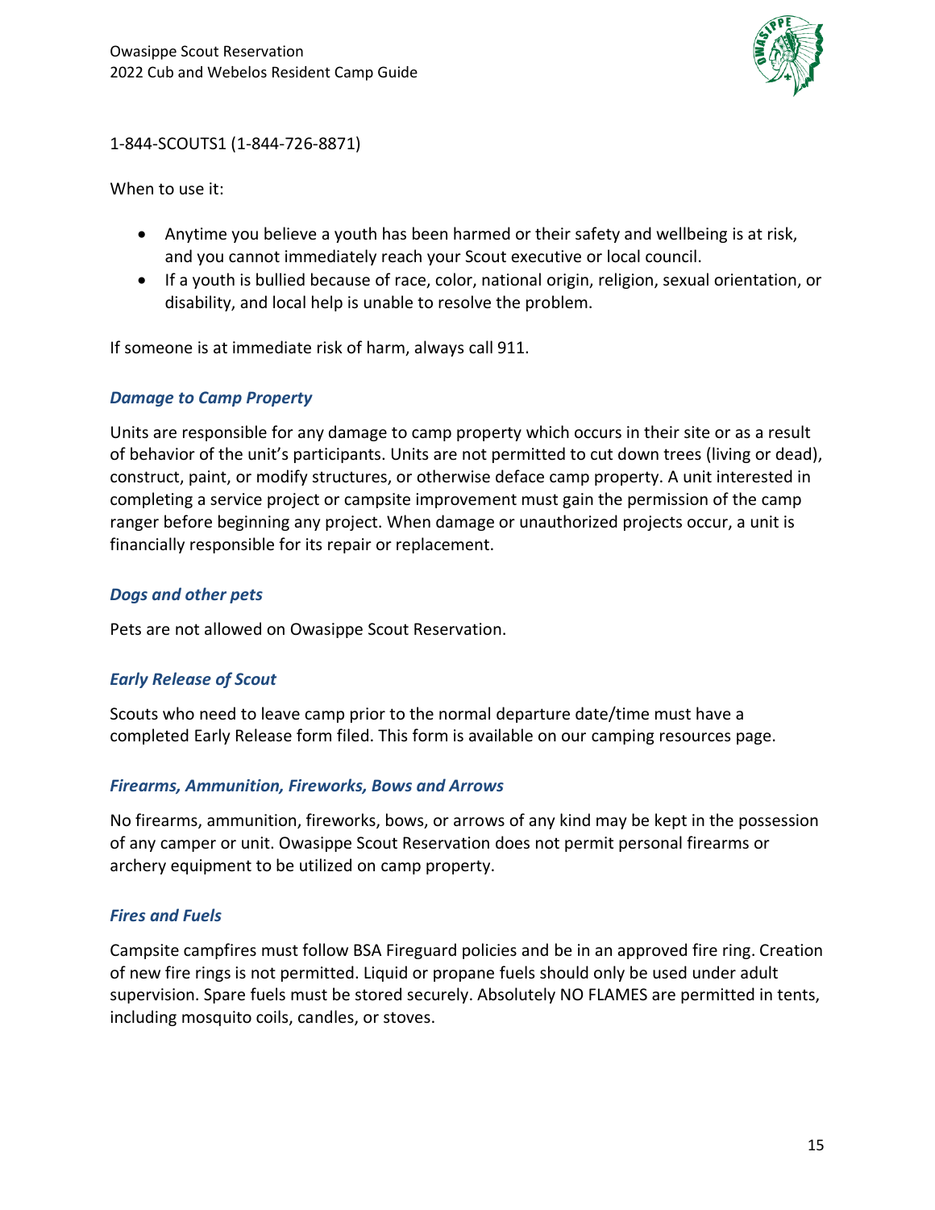1-844-SCOUTS1 (1-844-726-8871)

When to use it:

- Anytime you believe a youth has been harmed or their safety and wellbeing is at risk, and you cannot immediately reach your Scout executive or local council.
- If a youth is bullied because of race, color, national origin, religion, sexual orientation, or disability, and local help is unable to resolve the problem.

If someone is at immediate risk of harm, always call 911.

### *Damage to Camp Property*

Units are responsible for any damage to camp property which occurs in their site or as a result of behavior of the unit's participants. Units are not permitted to cut down trees (living or dead), construct, paint, or modify structures, or otherwise deface camp property. A unit interested in completing a service project or campsite improvement must gain the permission of the camp ranger before beginning any project. When damage or unauthorized projects occur, a unit is financially responsible for its repair or replacement.

### *Dogs and other pets*

Pets are not allowed on Owasippe Scout Reservation.

### *Early Release of Scout*

Scouts who need to leave camp prior to the normal departure date/time must have a completed Early Release form filed. This form is available on our camping resources page.

### *Firearms, Ammunition, Fireworks, Bows and Arrows*

No firearms, ammunition, fireworks, bows, or arrows of any kind may be kept in the possession of any camper or unit. Owasippe Scout Reservation does not permit personal firearms or archery equipment to be utilized on camp property.

### *Fires and Fuels*

Campsite campfires must follow BSA Fireguard policies and be in an approved fire ring. Creation of new fire rings is not permitted. Liquid or propane fuels should only be used under adult supervision. Spare fuels must be stored securely. Absolutely NO FLAMES are permitted in tents, including mosquito coils, candles, or stoves.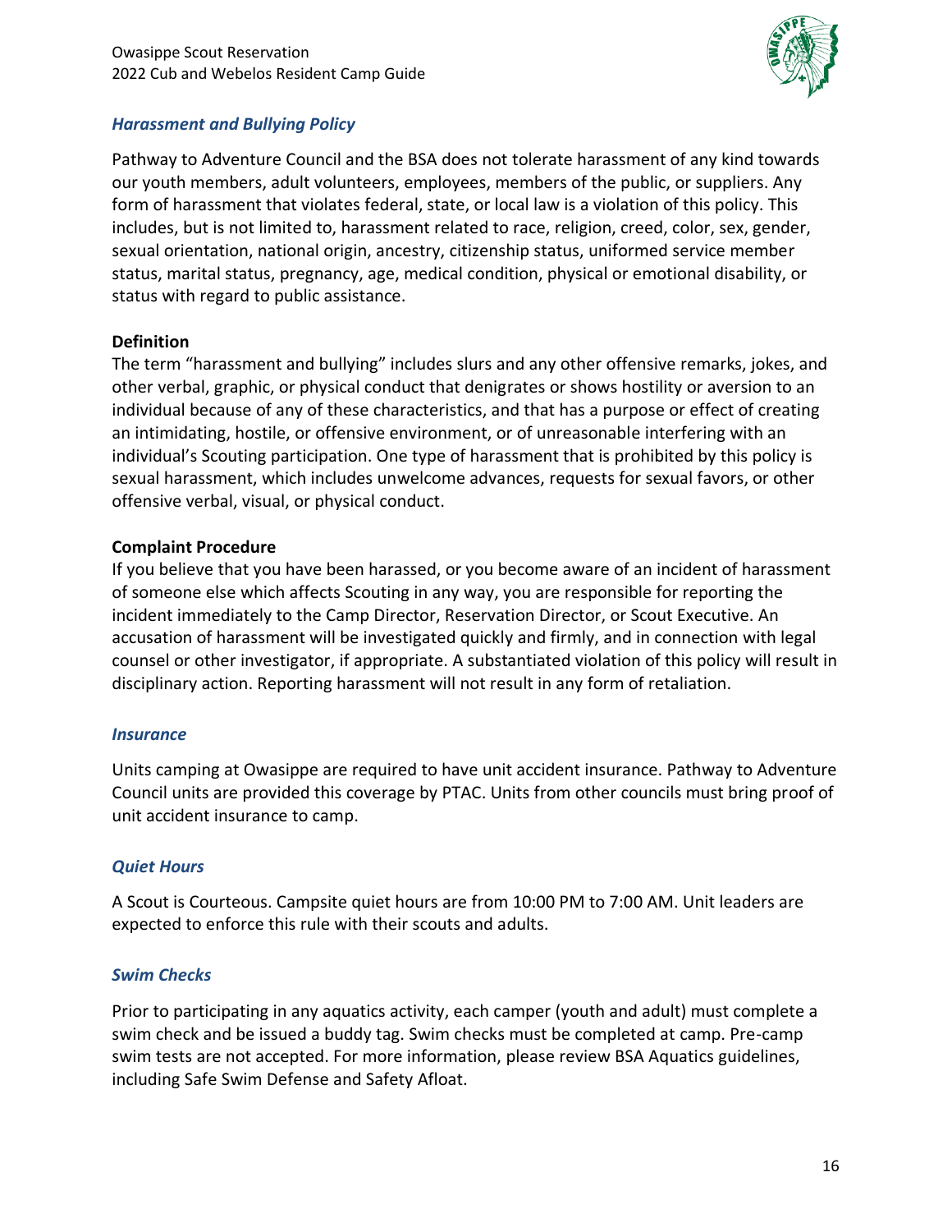## *Harassment and Bullying Policy*

Pathway to Adventure Council and the BSA does not tolerate harassment of any kind towards our youth members, adult volunteers, employees, members of the public, or suppliers. Any form of harassment that violates federal, state, or local law is a violation of this policy. This includes, but is not limited to, harassment related to race, religion, creed, color, sex, gender, sexual orientation, national origin, ancestry, citizenship status, uniformed service member status, marital status, pregnancy, age, medical condition, physical or emotional disability, or status with regard to public assistance.

**Definition**

The term "harassment and bullying" includes slurs and any other offensive remarks, jokes, and other verbal, graphic, or physical conduct that denigrates or shows hostility or aversion to an individual because of any of these characteristics, and that has a purpose or effect of creating an intimidating, hostile, or offensive environment, or of unreasonable interfering with an individual's Scouting participation. One type of harassment that is prohibited by this policy is sexual harassment, which includes unwelcome advances, requests for sexual favors, or other offensive verbal, visual, or physical conduct.

**Complaint Procedure**

If you believe that you have been harassed, or you become aware of an incident of harassment of someone else which affects Scouting in any way, you are responsible for reporting the incident immediately to the Camp Director, Reservation Director, or Scout Executive. An accusation of harassment will be investigated quickly and firmly, and in connection with legal counsel or other investigator, if appropriate. A substantiated violation of this policy will result in disciplinary action. Reporting harassment will not result in any form of retaliation.

## *Insurance*

Units camping at Owasippe are required to have unit accident insurance. Pathway to Adventure Council units are provided this coverage by PTAC. Units from other councils must bring proof of unit accident insurance to camp.

## *Quiet Hours*

A Scout is Courteous. Campsite quiet hours are from 10:00 PM to 7:00 AM. Unit leaders are expected to enforce this rule with their scouts and adults.

## *Swim Checks*

Prior to participating in any aquatics activity, each camper (youth and adult) must complete a swim check and be issued a buddy tag. Swim checks must be completed at camp. Pre-camp swim tests are not accepted. For more information, please review BSA Aquatics guidelines, including Safe Swim Defense and Safety Afloat.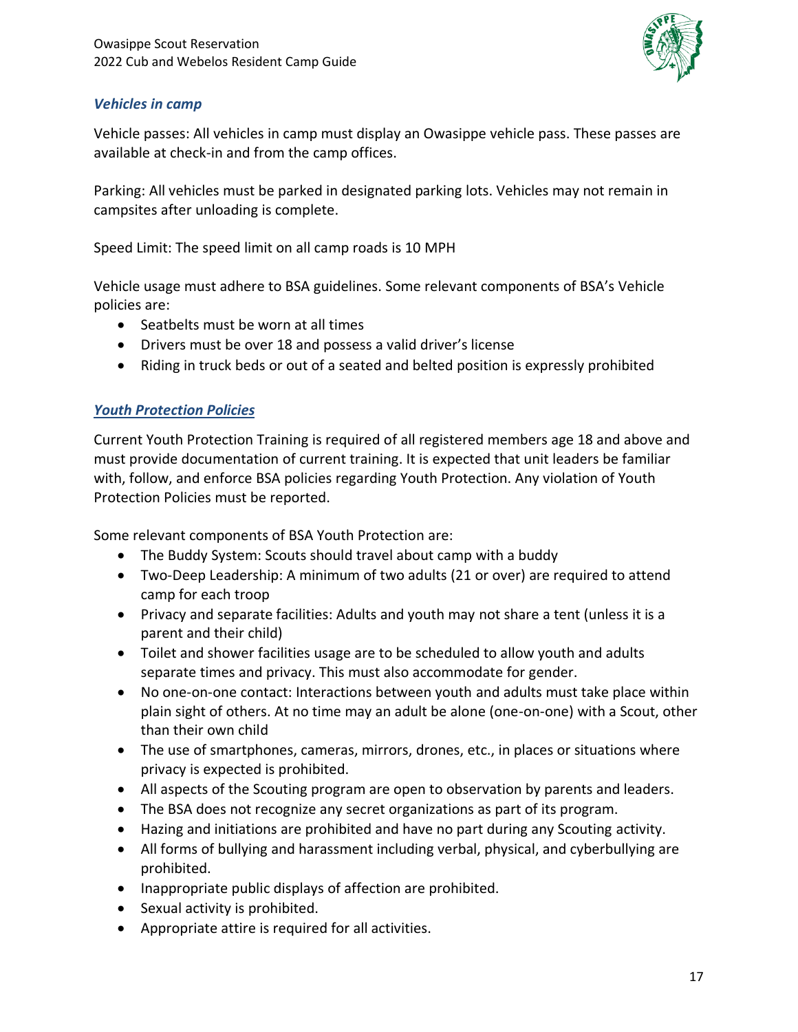### *Vehicles in camp*

Vehicle passes: All vehicles in camp must display an Owasippe vehicle pass. These passes are available at check-in and from the camp offices.

Parking: All vehicles must be parked in designated parking lots. Vehicles may not remain in campsites after unloading is complete.

Speed Limit: The speed limit on all camp roads is 10 MPH

Vehicle usage must adhere to BSA guidelines. Some relevant components of BSA's Vehicle policies are:

- Seatbelts must be worn at all times
- Drivers must be over 18 and possess a valid driver's license
- Riding in truck beds or out of a seated and belted position is expressly prohibited

### ***Youth Protection Policies***

Current Youth Protection Training is required of all registered members age 18 and above and must provide documentation of current training. It is expected that unit leaders be familiar with, follow, and enforce BSA policies regarding Youth Protection. Any violation of Youth Protection Policies must be reported.

Some relevant components of BSA Youth Protection are:

- The Buddy System: Scouts should travel about camp with a buddy
- Two-Deep Leadership: A minimum of two adults (21 or over) are required to attend camp for each troop
- Privacy and separate facilities: Adults and youth may not share a tent (unless it is a parent and their child)
- Toilet and shower facilities usage are to be scheduled to allow youth and adults separate times and privacy. This must also accommodate for gender.
- No one-on-one contact: Interactions between youth and adults must take place within plain sight of others. At no time may an adult be alone (one-on-one) with a Scout, other than their own child
- The use of smartphones, cameras, mirrors, drones, etc., in places or situations where privacy is expected is prohibited.
- All aspects of the Scouting program are open to observation by parents and leaders.
- The BSA does not recognize any secret organizations as part of its program.
- Hazing and initiations are prohibited and have no part during any Scouting activity.
- All forms of bullying and harassment including verbal, physical, and cyberbullying are prohibited.
- Inappropriate public displays of affection are prohibited.
- Sexual activity is prohibited.
- Appropriate attire is required for all activities.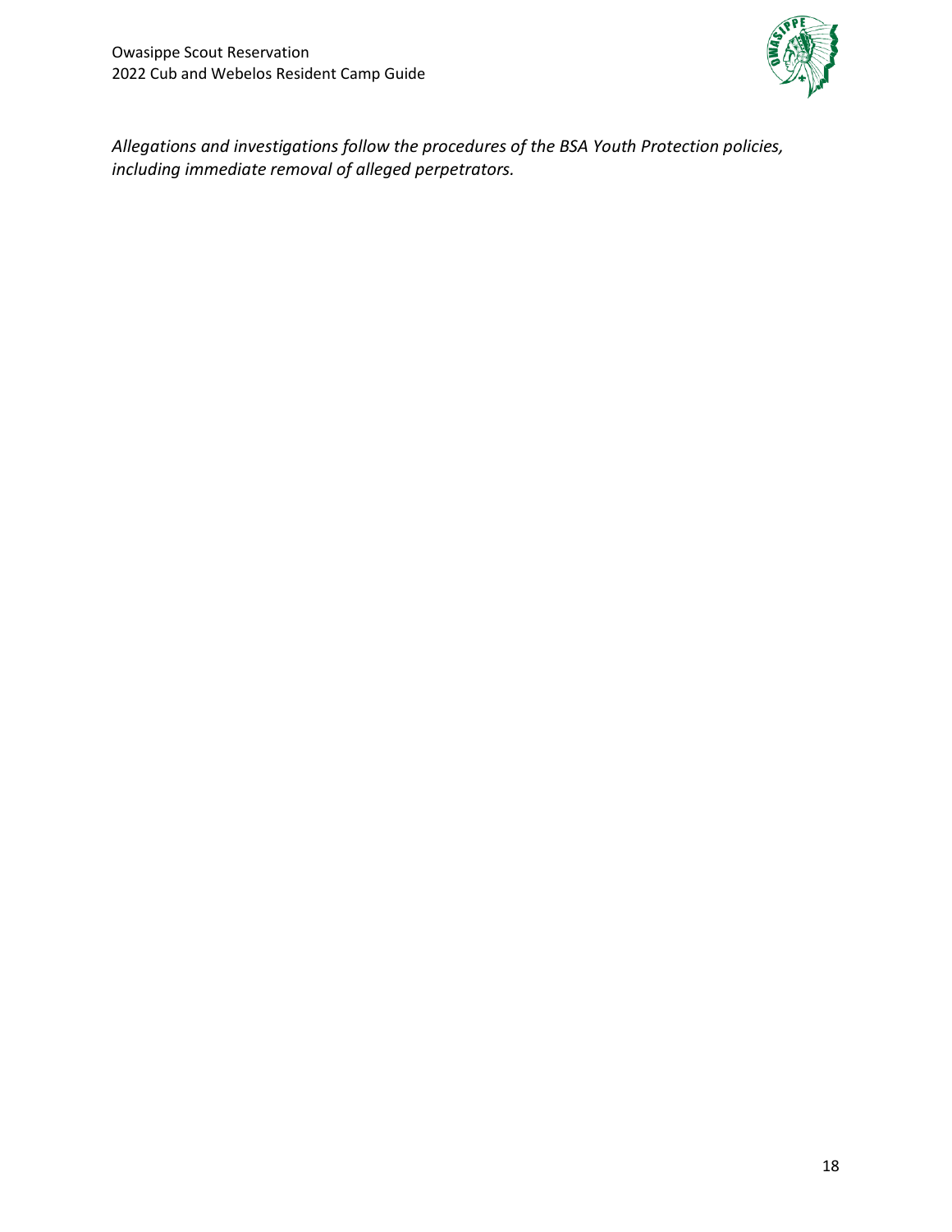*Allegations and investigations follow the procedures of the BSA Youth Protection policies, including immediate removal of alleged perpetrators.*